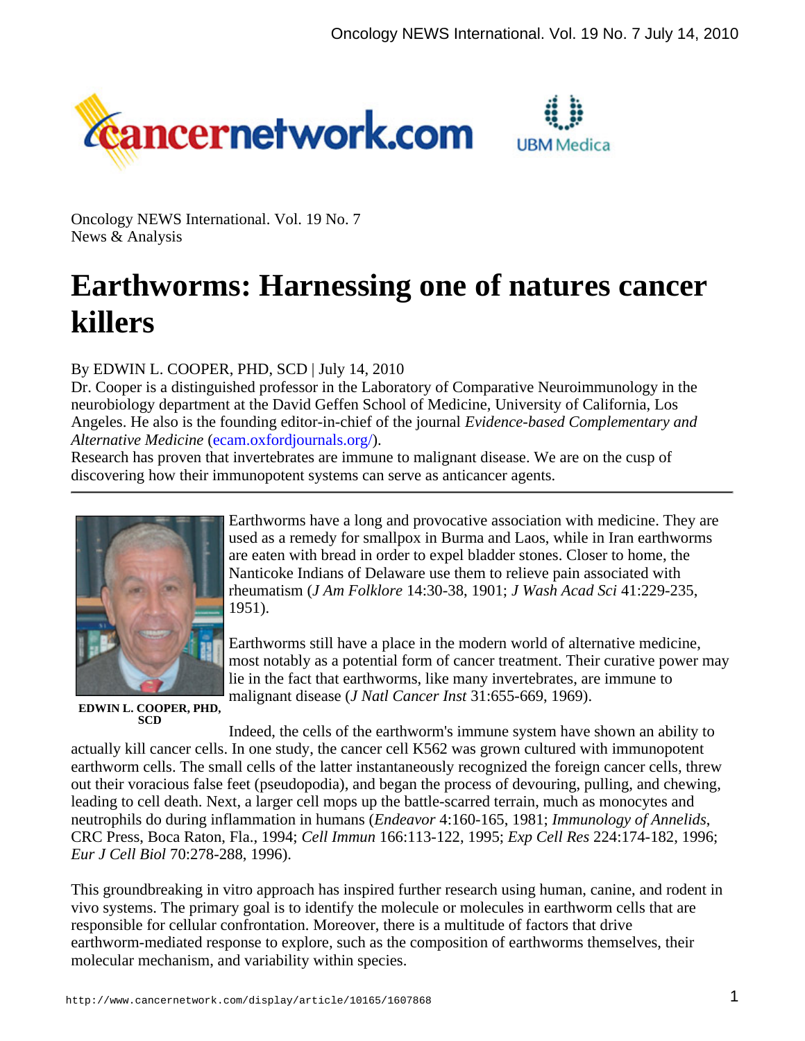Oncology NEWS International. Vol. 19 No. 7
News & Analysis

# Earthworms: Harnessing one of natures cancer killers

By EDWIN L. COOPER, PHD, SCD | July 14, 2010

Dr. Cooper is a distinguished professor in the Laboratory of Comparative Neuroimmunology in the neurobiology department at the David Geffen School of Medicine, University of California, Los Angeles. He also is the founding editor-in-chief of the journal *Evidence-based Complementary and Alternative Medicine* (ecam.oxfordjournals.org/).

Research has proven that invertebrates are immune to malignant disease. We are on the cusp of discovering how their immunopotent systems can serve as anticancer agents.

---

**EDWIN L. COOPER, PHD, SCD**

Earthworms have a long and provocative association with medicine. They are used as a remedy for smallpox in Burma and Laos, while in Iran earthworms are eaten with bread in order to expel bladder stones. Closer to home, the Nanticoke Indians of Delaware use them to relieve pain associated with rheumatism (*J Am Folklore* 14:30-38, 1901; *J Wash Acad Sci* 41:229-235, 1951).

Earthworms still have a place in the modern world of alternative medicine, most notably as a potential form of cancer treatment. Their curative power may lie in the fact that earthworms, like many invertebrates, are immune to malignant disease (*J Natl Cancer Inst* 31:655-669, 1969).

Indeed, the cells of the earthworm's immune system have shown an ability to actually kill cancer cells. In one study, the cancer cell K562 was grown cultured with immunopotent earthworm cells. The small cells of the latter instantaneously recognized the foreign cancer cells, threw out their voracious false feet (pseudopodia), and began the process of devouring, pulling, and chewing, leading to cell death. Next, a larger cell mops up the battle-scarred terrain, much as monocytes and neutrophils do during inflammation in humans (*Endeavor* 4:160-165, 1981; *Immunology of Annelids*, CRC Press, Boca Raton, Fla., 1994; *Cell Immun* 166:113-122, 1995; *Exp Cell Res* 224:174-182, 1996; *Eur J Cell Biol* 70:278-288, 1996).

This groundbreaking in vitro approach has inspired further research using human, canine, and rodent in vivo systems. The primary goal is to identify the molecule or molecules in earthworm cells that are responsible for cellular confrontation. Moreover, there is a multitude of factors that drive earthworm-mediated response to explore, such as the composition of earthworms themselves, their molecular mechanism, and variability within species.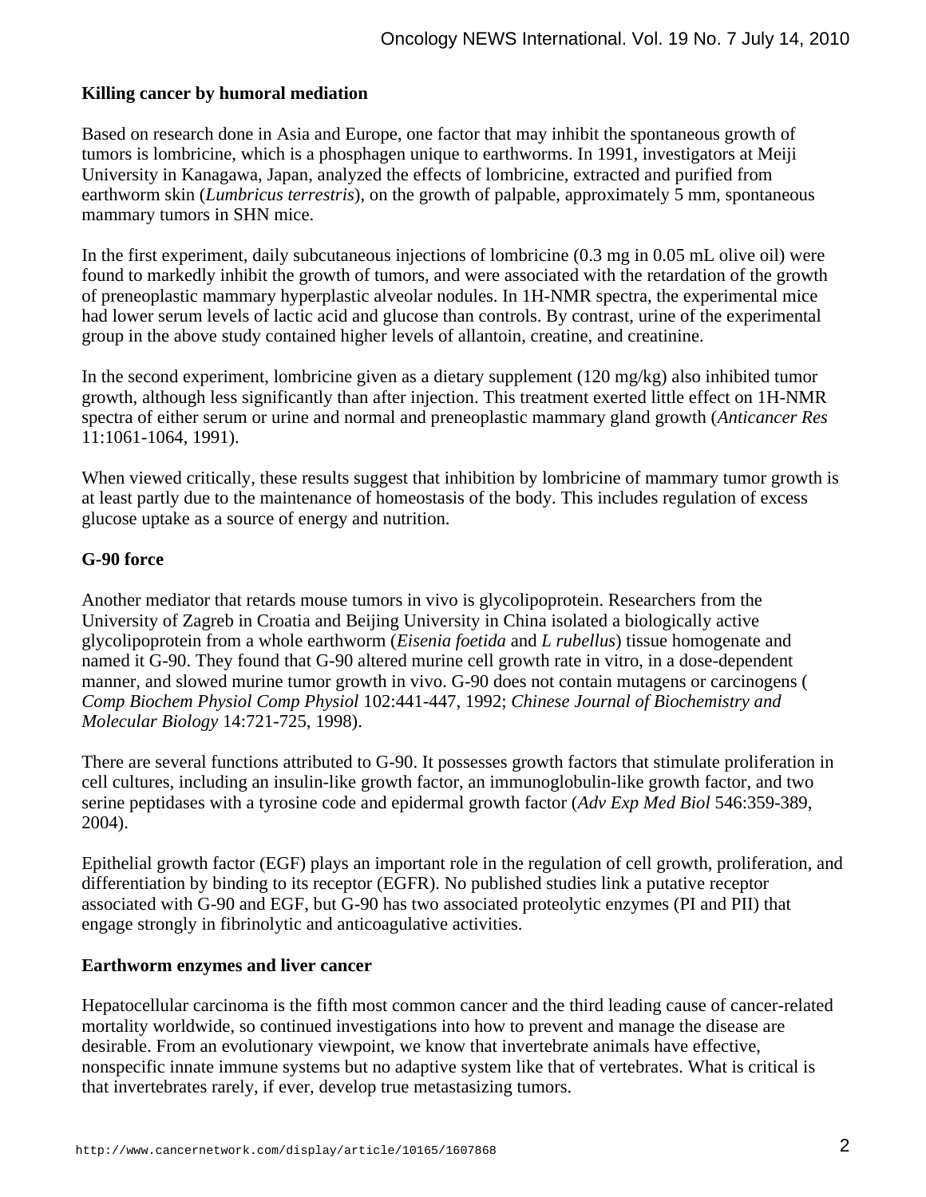### Killing cancer by humoral mediation

Based on research done in Asia and Europe, one factor that may inhibit the spontaneous growth of tumors is lombricine, which is a phosphagen unique to earthworms. In 1991, investigators at Meiji University in Kanagawa, Japan, analyzed the effects of lombricine, extracted and purified from earthworm skin (*Lumbricus terrestris*), on the growth of palpable, approximately 5 mm, spontaneous mammary tumors in SHN mice.

In the first experiment, daily subcutaneous injections of lombricine (0.3 mg in 0.05 mL olive oil) were found to markedly inhibit the growth of tumors, and were associated with the retardation of the growth of preneoplastic mammary hyperplastic alveolar nodules. In 1H-NMR spectra, the experimental mice had lower serum levels of lactic acid and glucose than controls. By contrast, urine of the experimental group in the above study contained higher levels of allantoin, creatine, and creatinine.

In the second experiment, lombricine given as a dietary supplement (120 mg/kg) also inhibited tumor growth, although less significantly than after injection. This treatment exerted little effect on 1H-NMR spectra of either serum or urine and normal and preneoplastic mammary gland growth (*Anticancer Res* 11:1061-1064, 1991).

When viewed critically, these results suggest that inhibition by lombricine of mammary tumor growth is at least partly due to the maintenance of homeostasis of the body. This includes regulation of excess glucose uptake as a source of energy and nutrition.

### G-90 force

Another mediator that retards mouse tumors in vivo is glycolipoprotein. Researchers from the University of Zagreb in Croatia and Beijing University in China isolated a biologically active glycolipoprotein from a whole earthworm (*Eisenia foetida* and *L rubellus*) tissue homogenate and named it G-90. They found that G-90 altered murine cell growth rate in vitro, in a dose-dependent manner, and slowed murine tumor growth in vivo. G-90 does not contain mutagens or carcinogens (*Comp Biochem Physiol Comp Physiol* 102:441-447, 1992; *Chinese Journal of Biochemistry and Molecular Biology* 14:721-725, 1998).

There are several functions attributed to G-90. It possesses growth factors that stimulate proliferation in cell cultures, including an insulin-like growth factor, an immunoglobulin-like growth factor, and two serine peptidases with a tyrosine code and epidermal growth factor (*Adv Exp Med Biol* 546:359-389, 2004).

Epithelial growth factor (EGF) plays an important role in the regulation of cell growth, proliferation, and differentiation by binding to its receptor (EGFR). No published studies link a putative receptor associated with G-90 and EGF, but G-90 has two associated proteolytic enzymes (PI and PII) that engage strongly in fibrinolytic and anticoagulative activities.

### Earthworm enzymes and liver cancer

Hepatocellular carcinoma is the fifth most common cancer and the third leading cause of cancer-related mortality worldwide, so continued investigations into how to prevent and manage the disease are desirable. From an evolutionary viewpoint, we know that invertebrate animals have effective, nonspecific innate immune systems but no adaptive system like that of vertebrates. What is critical is that invertebrates rarely, if ever, develop true metastasizing tumors.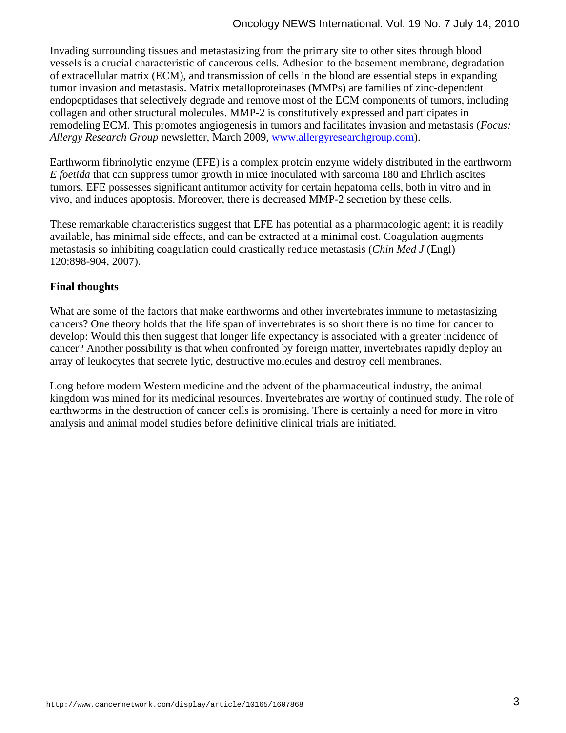Invading surrounding tissues and metastasizing from the primary site to other sites through blood vessels is a crucial characteristic of cancerous cells. Adhesion to the basement membrane, degradation of extracellular matrix (ECM), and transmission of cells in the blood are essential steps in expanding tumor invasion and metastasis. Matrix metalloproteinases (MMPs) are families of zinc-dependent endopeptidases that selectively degrade and remove most of the ECM components of tumors, including collagen and other structural molecules. MMP-2 is constitutively expressed and participates in remodeling ECM. This promotes angiogenesis in tumors and facilitates invasion and metastasis (*Focus: Allergy Research Group* newsletter, March 2009, www.allergyresearchgroup.com).

Earthworm fibrinolytic enzyme (EFE) is a complex protein enzyme widely distributed in the earthworm *E foetida* that can suppress tumor growth in mice inoculated with sarcoma 180 and Ehrlich ascites tumors. EFE possesses significant antitumor activity for certain hepatoma cells, both in vitro and in vivo, and induces apoptosis. Moreover, there is decreased MMP-2 secretion by these cells.

These remarkable characteristics suggest that EFE has potential as a pharmacologic agent; it is readily available, has minimal side effects, and can be extracted at a minimal cost. Coagulation augments metastasis so inhibiting coagulation could drastically reduce metastasis (*Chin Med J* (Engl) 120:898-904, 2007).

**Final thoughts**

What are some of the factors that make earthworms and other invertebrates immune to metastasizing cancers? One theory holds that the life span of invertebrates is so short there is no time for cancer to develop: Would this then suggest that longer life expectancy is associated with a greater incidence of cancer? Another possibility is that when confronted by foreign matter, invertebrates rapidly deploy an array of leukocytes that secrete lytic, destructive molecules and destroy cell membranes.

Long before modern Western medicine and the advent of the pharmaceutical industry, the animal kingdom was mined for its medicinal resources. Invertebrates are worthy of continued study. The role of earthworms in the destruction of cancer cells is promising. There is certainly a need for more in vitro analysis and animal model studies before definitive clinical trials are initiated.